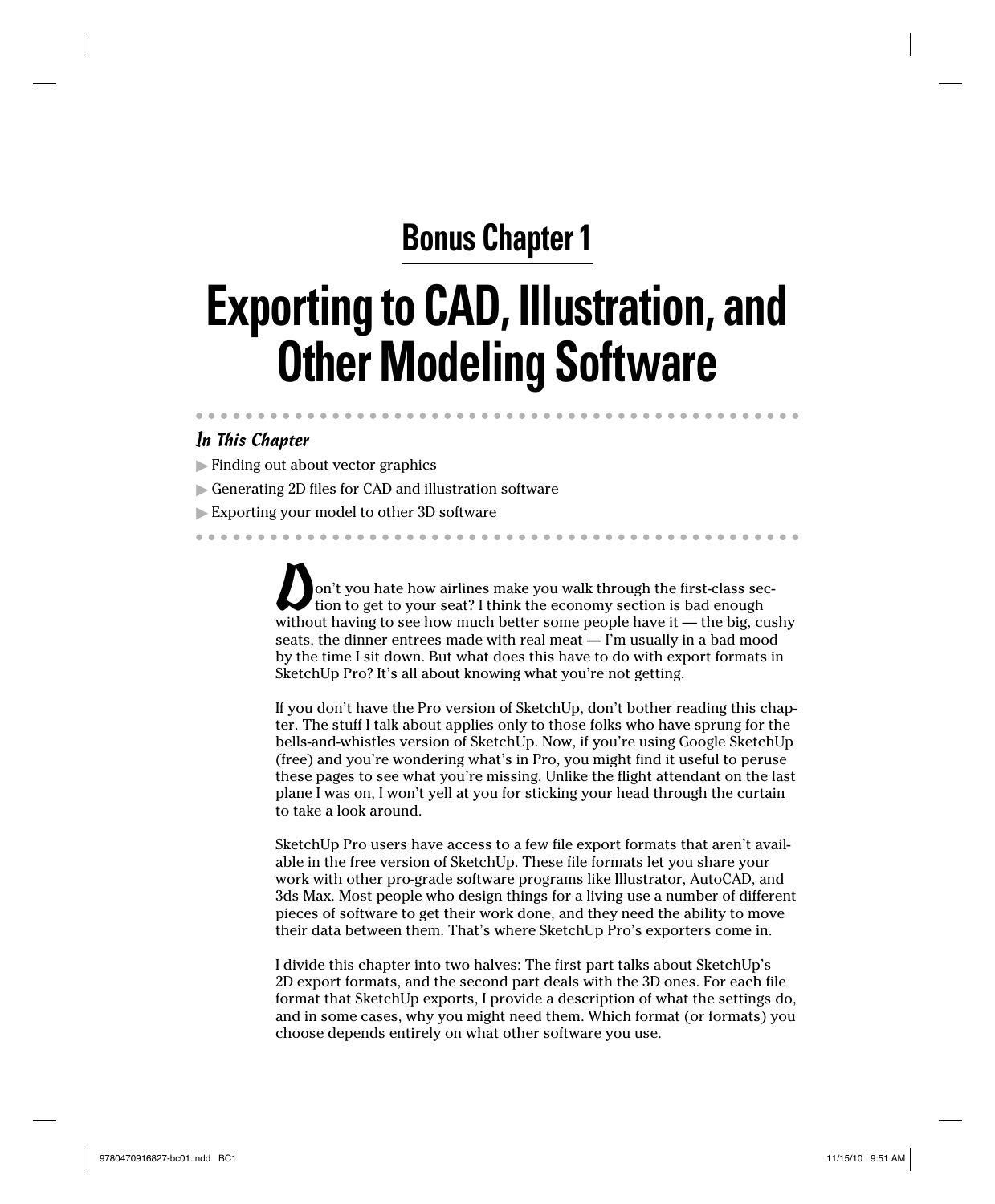# Bonus Chapter 1

# Exporting to CAD, Illustration, and Other Modeling Software

## *In This Chapter*

- Finding out about vector graphics
- Generating 2D files for CAD and illustration software
- Exporting your model to other 3D software

Don't you hate how airlines make you walk through the first-class section to get to your seat? I think the economy section is bad enough without having to see how much better some people have it — the big, cushy seats, the dinner entrees made with real meat — I'm usually in a bad mood by the time I sit down. But what does this have to do with export formats in SketchUp Pro? It's all about knowing what you're not getting.

If you don't have the Pro version of SketchUp, don't bother reading this chapter. The stuff I talk about applies only to those folks who have sprung for the bells-and-whistles version of SketchUp. Now, if you're using Google SketchUp (free) and you're wondering what's in Pro, you might find it useful to peruse these pages to see what you're missing. Unlike the flight attendant on the last plane I was on, I won't yell at you for sticking your head through the curtain to take a look around.

SketchUp Pro users have access to a few file export formats that aren't available in the free version of SketchUp. These file formats let you share your work with other pro-grade software programs like Illustrator, AutoCAD, and 3ds Max. Most people who design things for a living use a number of different pieces of software to get their work done, and they need the ability to move their data between them. That's where SketchUp Pro's exporters come in.

I divide this chapter into two halves: The first part talks about SketchUp's 2D export formats, and the second part deals with the 3D ones. For each file format that SketchUp exports, I provide a description of what the settings do, and in some cases, why you might need them. Which format (or formats) you choose depends entirely on what other software you use.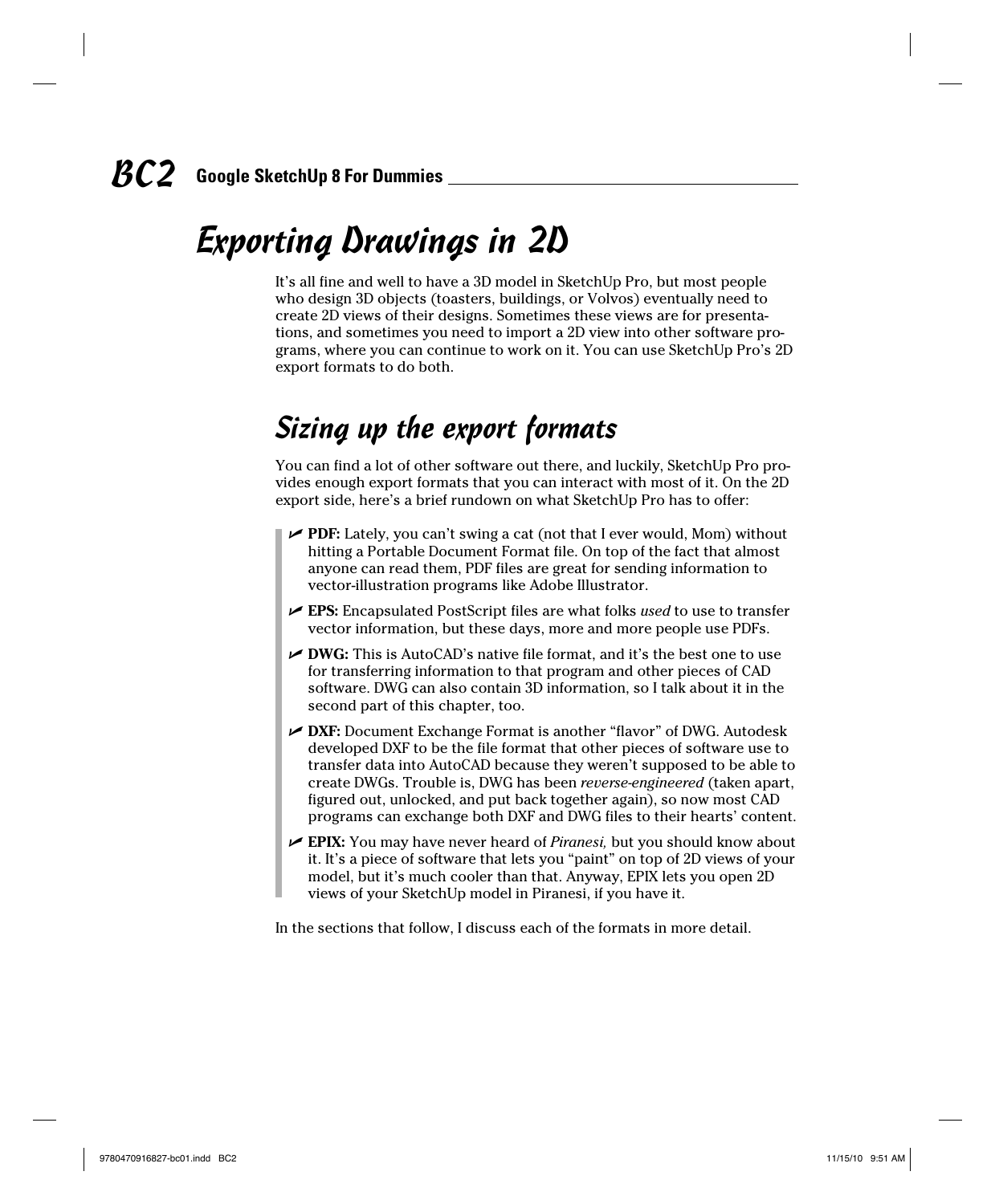# Exporting Drawings in 2D

It's all fine and well to have a 3D model in SketchUp Pro, but most people who design 3D objects (toasters, buildings, or Volvos) eventually need to create 2D views of their designs. Sometimes these views are for presentations, and sometimes you need to import a 2D view into other software programs, where you can continue to work on it. You can use SketchUp Pro's 2D export formats to do both.

## Sizing up the export formats

You can find a lot of other software out there, and luckily, SketchUp Pro provides enough export formats that you can interact with most of it. On the 2D export side, here's a brief rundown on what SketchUp Pro has to offer:

- **PDF:** Lately, you can't swing a cat (not that I ever would, Mom) without hitting a Portable Document Format file. On top of the fact that almost anyone can read them, PDF files are great for sending information to vector-illustration programs like Adobe Illustrator.
- **EPS:** Encapsulated PostScript files are what folks *used* to use to transfer vector information, but these days, more and more people use PDFs.
- **DWG:** This is AutoCAD's native file format, and it's the best one to use for transferring information to that program and other pieces of CAD software. DWG can also contain 3D information, so I talk about it in the second part of this chapter, too.
- **DXF:** Document Exchange Format is another "flavor" of DWG. Autodesk developed DXF to be the file format that other pieces of software use to transfer data into AutoCAD because they weren't supposed to be able to create DWGs. Trouble is, DWG has been *reverse-engineered* (taken apart, figured out, unlocked, and put back together again), so now most CAD programs can exchange both DXF and DWG files to their hearts' content.
- **EPIX:** You may have never heard of *Piranesi,* but you should know about it. It's a piece of software that lets you "paint" on top of 2D views of your model, but it's much cooler than that. Anyway, EPIX lets you open 2D views of your SketchUp model in Piranesi, if you have it.

In the sections that follow, I discuss each of the formats in more detail.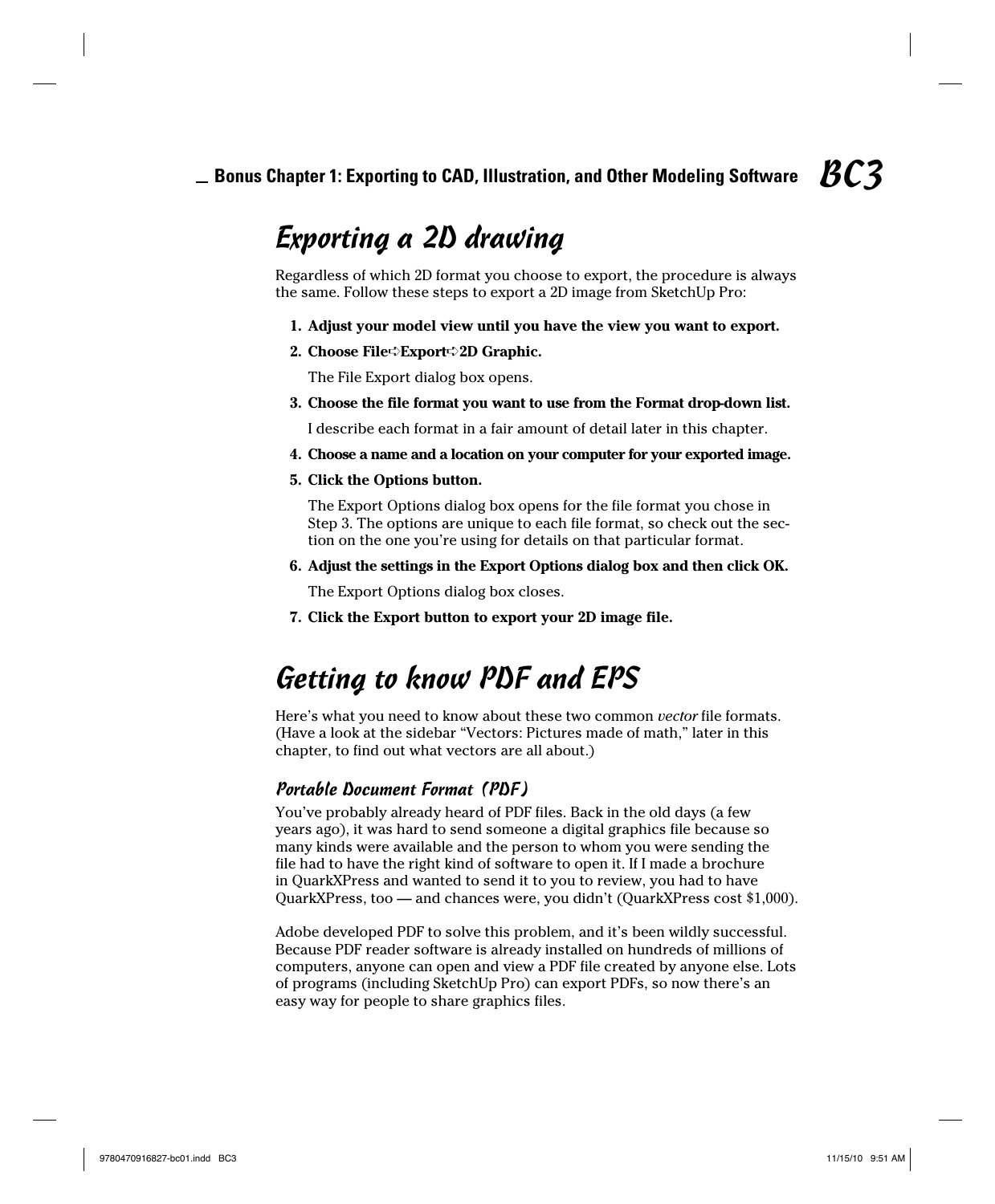## Exporting a 2D drawing

Regardless of which 2D format you choose to export, the procedure is always the same. Follow these steps to export a 2D image from SketchUp Pro:

1. **Adjust your model view until you have the view you want to export.**
2. **Choose File➪Export➪2D Graphic.**

   The File Export dialog box opens.
3. **Choose the file format you want to use from the Format drop-down list.**

   I describe each format in a fair amount of detail later in this chapter.
4. **Choose a name and a location on your computer for your exported image.**
5. **Click the Options button.**

   The Export Options dialog box opens for the file format you chose in Step 3. The options are unique to each file format, so check out the section on the one you're using for details on that particular format.
6. **Adjust the settings in the Export Options dialog box and then click OK.**

   The Export Options dialog box closes.
7. **Click the Export button to export your 2D image file.**

## Getting to know PDF and EPS

Here's what you need to know about these two common *vector* file formats. (Have a look at the sidebar "Vectors: Pictures made of math," later in this chapter, to find out what vectors are all about.)

### Portable Document Format (PDF)

You've probably already heard of PDF files. Back in the old days (a few years ago), it was hard to send someone a digital graphics file because so many kinds were available and the person to whom you were sending the file had to have the right kind of software to open it. If I made a brochure in QuarkXPress and wanted to send it to you to review, you had to have QuarkXPress, too — and chances were, you didn't (QuarkXPress cost $1,000).

Adobe developed PDF to solve this problem, and it's been wildly successful. Because PDF reader software is already installed on hundreds of millions of computers, anyone can open and view a PDF file created by anyone else. Lots of programs (including SketchUp Pro) can export PDFs, so now there's an easy way for people to share graphics files.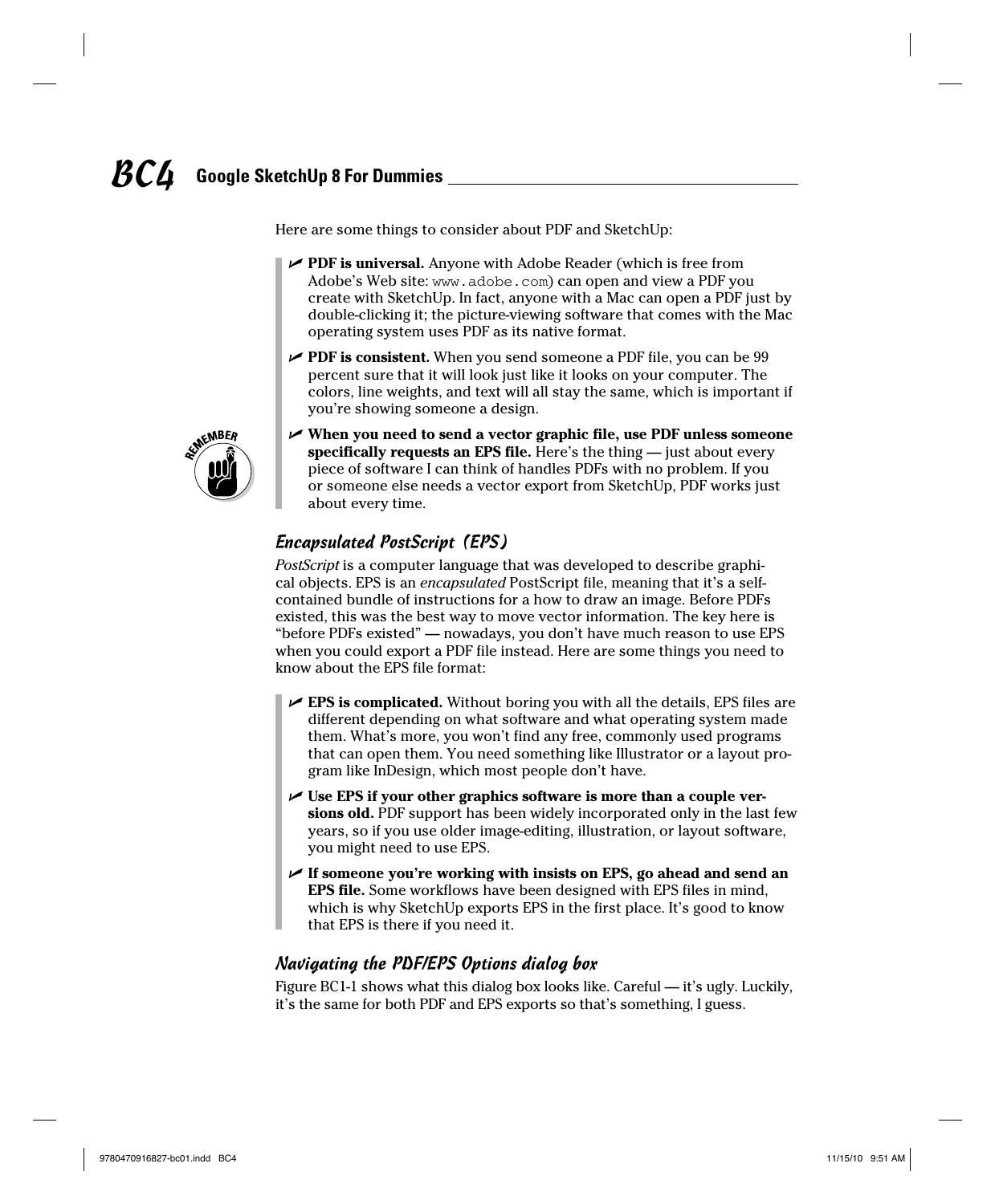Here are some things to consider about PDF and SketchUp:

- **PDF is universal.** Anyone with Adobe Reader (which is free from Adobe's Web site: `www.adobe.com`) can open and view a PDF you create with SketchUp. In fact, anyone with a Mac can open a PDF just by double-clicking it; the picture-viewing software that comes with the Mac operating system uses PDF as its native format.
- **PDF is consistent.** When you send someone a PDF file, you can be 99 percent sure that it will look just like it looks on your computer. The colors, line weights, and text will all stay the same, which is important if you're showing someone a design.
- **When you need to send a vector graphic file, use PDF unless someone specifically requests an EPS file.** Here's the thing — just about every piece of software I can think of handles PDFs with no problem. If you or someone else needs a vector export from SketchUp, PDF works just about every time.

### Encapsulated PostScript (EPS)

*PostScript* is a computer language that was developed to describe graphical objects. EPS is an *encapsulated* PostScript file, meaning that it's a self-contained bundle of instructions for a how to draw an image. Before PDFs existed, this was the best way to move vector information. The key here is "before PDFs existed" — nowadays, you don't have much reason to use EPS when you could export a PDF file instead. Here are some things you need to know about the EPS file format:

- **EPS is complicated.** Without boring you with all the details, EPS files are different depending on what software and what operating system made them. What's more, you won't find any free, commonly used programs that can open them. You need something like Illustrator or a layout program like InDesign, which most people don't have.
- **Use EPS if your other graphics software is more than a couple versions old.** PDF support has been widely incorporated only in the last few years, so if you use older image-editing, illustration, or layout software, you might need to use EPS.
- **If someone you're working with insists on EPS, go ahead and send an EPS file.** Some workflows have been designed with EPS files in mind, which is why SketchUp exports EPS in the first place. It's good to know that EPS is there if you need it.

### Navigating the PDF/EPS Options dialog box

Figure BC1-1 shows what this dialog box looks like. Careful — it's ugly. Luckily, it's the same for both PDF and EPS exports so that's something, I guess.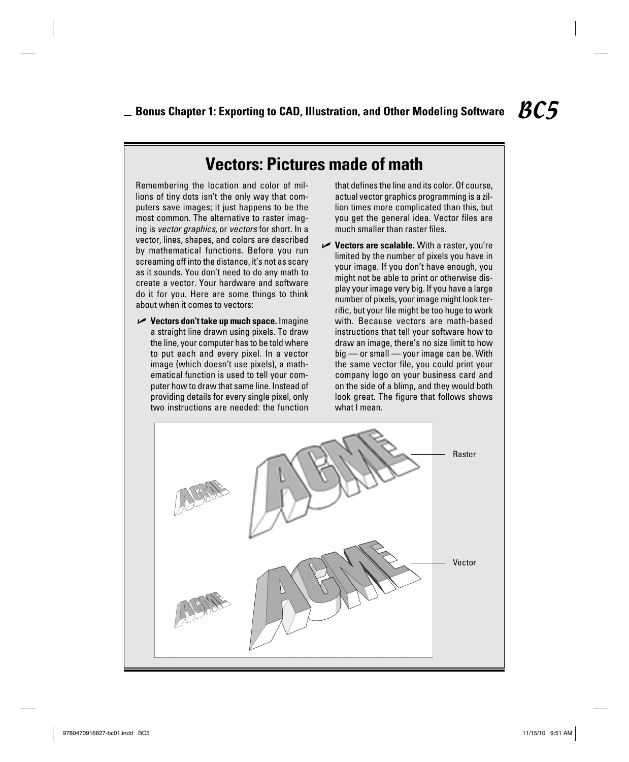## Vectors: Pictures made of math

Remembering the location and color of millions of tiny dots isn't the only way that computers save images; it just happens to be the most common. The alternative to raster imaging is *vector graphics,* or *vectors* for short. In a vector, lines, shapes, and colors are described by mathematical functions. Before you run screaming off into the distance, it's not as scary as it sounds. You don't need to do any math to create a vector. Your hardware and software do it for you. Here are some things to think about when it comes to vectors:

- **Vectors don't take up much space.** Imagine a straight line drawn using pixels. To draw the line, your computer has to be told where to put each and every pixel. In a vector image (which doesn't use pixels), a mathematical function is used to tell your computer how to draw that same line. Instead of providing details for every single pixel, only two instructions are needed: the function that defines the line and its color. Of course, actual vector graphics programming is a zillion times more complicated than this, but you get the general idea. Vector files are much smaller than raster files.
- **Vectors are scalable.** With a raster, you're limited by the number of pixels you have in your image. If you don't have enough, you might not be able to print or otherwise display your image very big. If you have a large number of pixels, your image might look terrific, but your file might be too huge to work with. Because vectors are math-based instructions that tell your software how to draw an image, there's no size limit to how big — or small — your image can be. With the same vector file, you could print your company logo on your business card and on the side of a blimp, and they would both look great. The figure that follows shows what I mean.

Raster

Vector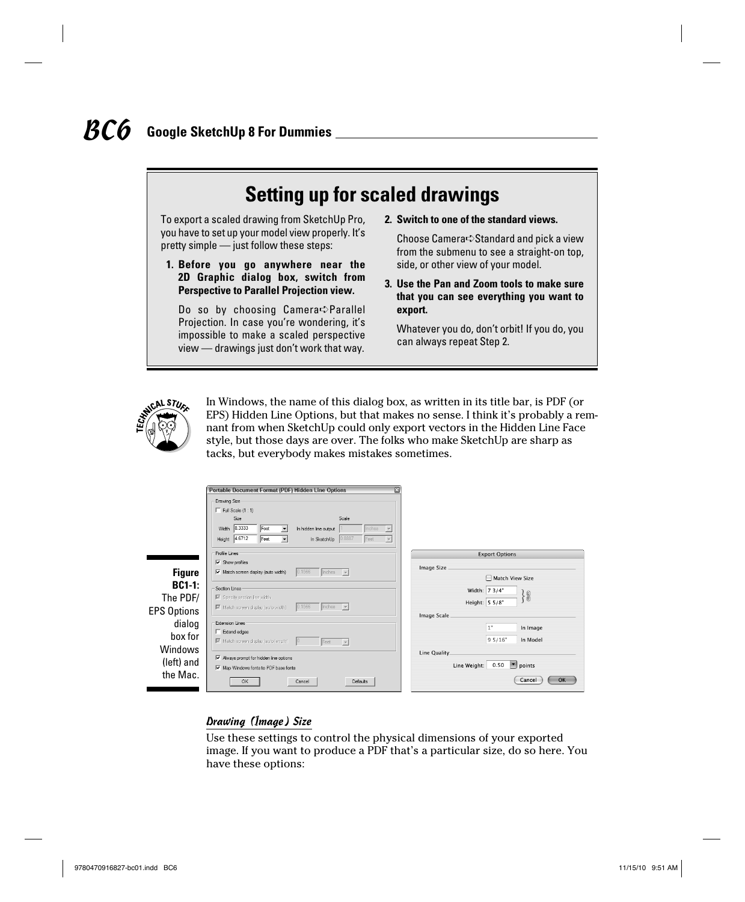## Setting up for scaled drawings

To export a scaled drawing from SketchUp Pro, you have to set up your model view properly. It's pretty simple — just follow these steps:

1. **Before you go anywhere near the 2D Graphic dialog box, switch from Perspective to Parallel Projection view.**

   Do so by choosing Camera⇨Parallel Projection. In case you're wondering, it's impossible to make a scaled perspective view — drawings just don't work that way.

2. **Switch to one of the standard views.**

   Choose Camera⇨Standard and pick a view from the submenu to see a straight-on top, side, or other view of your model.

3. **Use the Pan and Zoom tools to make sure that you can see everything you want to export.**

   Whatever you do, don't orbit! If you do, you can always repeat Step 2.

In Windows, the name of this dialog box, as written in its title bar, is PDF (or EPS) Hidden Line Options, but that makes no sense. I think it's probably a remnant from when SketchUp could only export vectors in the Hidden Line Face style, but those days are over. The folks who make SketchUp are sharp as tacks, but everybody makes mistakes sometimes.

**Figure BC1-1:** The PDF/EPS Options dialog box for Windows (left) and the Mac.

### *Drawing (Image) Size*

Use these settings to control the physical dimensions of your exported image. If you want to produce a PDF that's a particular size, do so here. You have these options: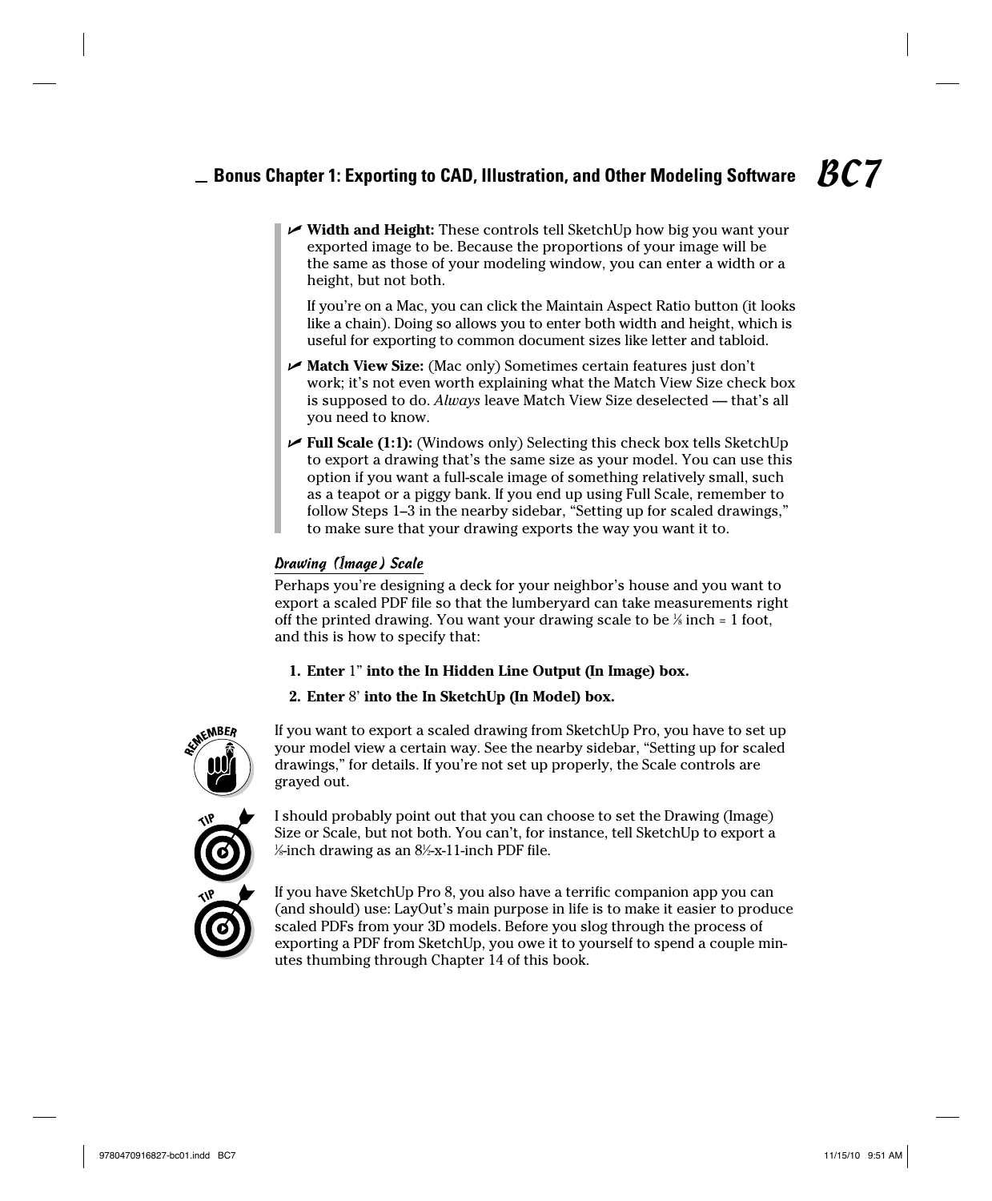- **Width and Height:** These controls tell SketchUp how big you want your exported image to be. Because the proportions of your image will be the same as those of your modeling window, you can enter a width or a height, but not both.

  If you're on a Mac, you can click the Maintain Aspect Ratio button (it looks like a chain). Doing so allows you to enter both width and height, which is useful for exporting to common document sizes like letter and tabloid.

- **Match View Size:** (Mac only) Sometimes certain features just don't work; it's not even worth explaining what the Match View Size check box is supposed to do. *Always* leave Match View Size deselected — that's all you need to know.

- **Full Scale (1:1):** (Windows only) Selecting this check box tells SketchUp to export a drawing that's the same size as your model. You can use this option if you want a full-scale image of something relatively small, such as a teapot or a piggy bank. If you end up using Full Scale, remember to follow Steps 1–3 in the nearby sidebar, "Setting up for scaled drawings," to make sure that your drawing exports the way you want it to.

### Drawing (Image) Scale

Perhaps you're designing a deck for your neighbor's house and you want to export a scaled PDF file so that the lumberyard can take measurements right off the printed drawing. You want your drawing scale to be ⅛ inch = 1 foot, and this is how to specify that:

1. **Enter** 1" **into the In Hidden Line Output (In Image) box.**
2. **Enter** 8' **into the In SketchUp (In Model) box.**

**REMEMBER:** If you want to export a scaled drawing from SketchUp Pro, you have to set up your model view a certain way. See the nearby sidebar, "Setting up for scaled drawings," for details. If you're not set up properly, the Scale controls are grayed out.

**TIP:** I should probably point out that you can choose to set the Drawing (Image) Size or Scale, but not both. You can't, for instance, tell SketchUp to export a ⅛-inch drawing as an 8½-x-11-inch PDF file.

**TIP:** If you have SketchUp Pro 8, you also have a terrific companion app you can (and should) use: LayOut's main purpose in life is to make it easier to produce scaled PDFs from your 3D models. Before you slog through the process of exporting a PDF from SketchUp, you owe it to yourself to spend a couple minutes thumbing through Chapter 14 of this book.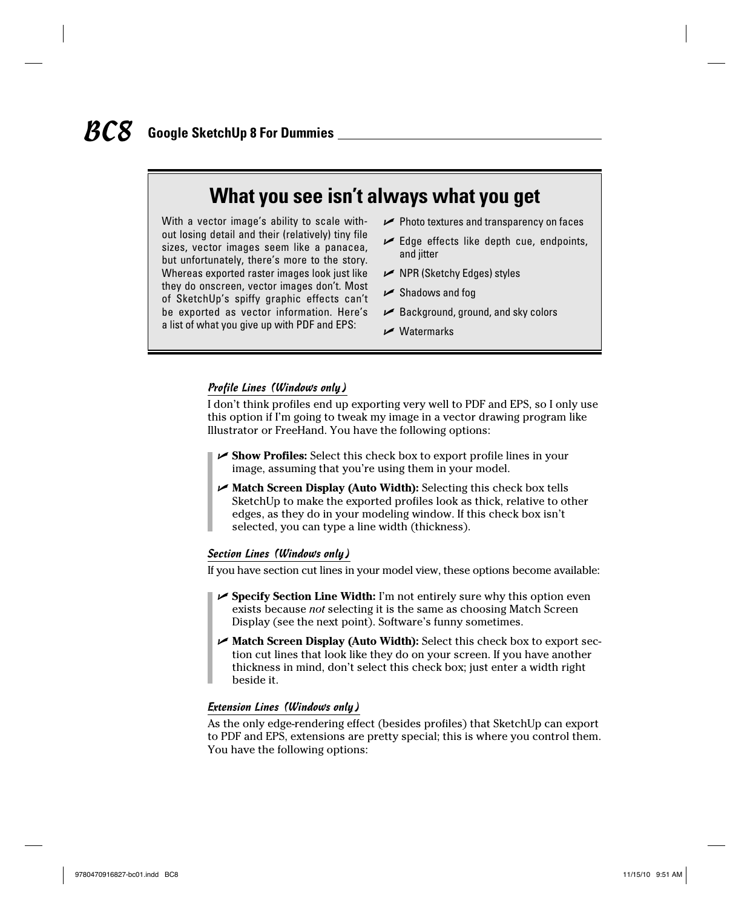## What you see isn't always what you get

With a vector image's ability to scale without losing detail and their (relatively) tiny file sizes, vector images seem like a panacea, but unfortunately, there's more to the story. Whereas exported raster images look just like they do onscreen, vector images don't. Most of SketchUp's spiffy graphic effects can't be exported as vector information. Here's a list of what you give up with PDF and EPS:

- Photo textures and transparency on faces
- Edge effects like depth cue, endpoints, and jitter
- NPR (Sketchy Edges) styles
- Shadows and fog
- Background, ground, and sky colors
- Watermarks

#### *Profile Lines (Windows only)*

I don't think profiles end up exporting very well to PDF and EPS, so I only use this option if I'm going to tweak my image in a vector drawing program like Illustrator or FreeHand. You have the following options:

- **Show Profiles:** Select this check box to export profile lines in your image, assuming that you're using them in your model.
- **Match Screen Display (Auto Width):** Selecting this check box tells SketchUp to make the exported profiles look as thick, relative to other edges, as they do in your modeling window. If this check box isn't selected, you can type a line width (thickness).

#### *Section Lines (Windows only)*

If you have section cut lines in your model view, these options become available:

- **Specify Section Line Width:** I'm not entirely sure why this option even exists because *not* selecting it is the same as choosing Match Screen Display (see the next point). Software's funny sometimes.
- **Match Screen Display (Auto Width):** Select this check box to export section cut lines that look like they do on your screen. If you have another thickness in mind, don't select this check box; just enter a width right beside it.

#### *Extension Lines (Windows only)*

As the only edge-rendering effect (besides profiles) that SketchUp can export to PDF and EPS, extensions are pretty special; this is where you control them. You have the following options: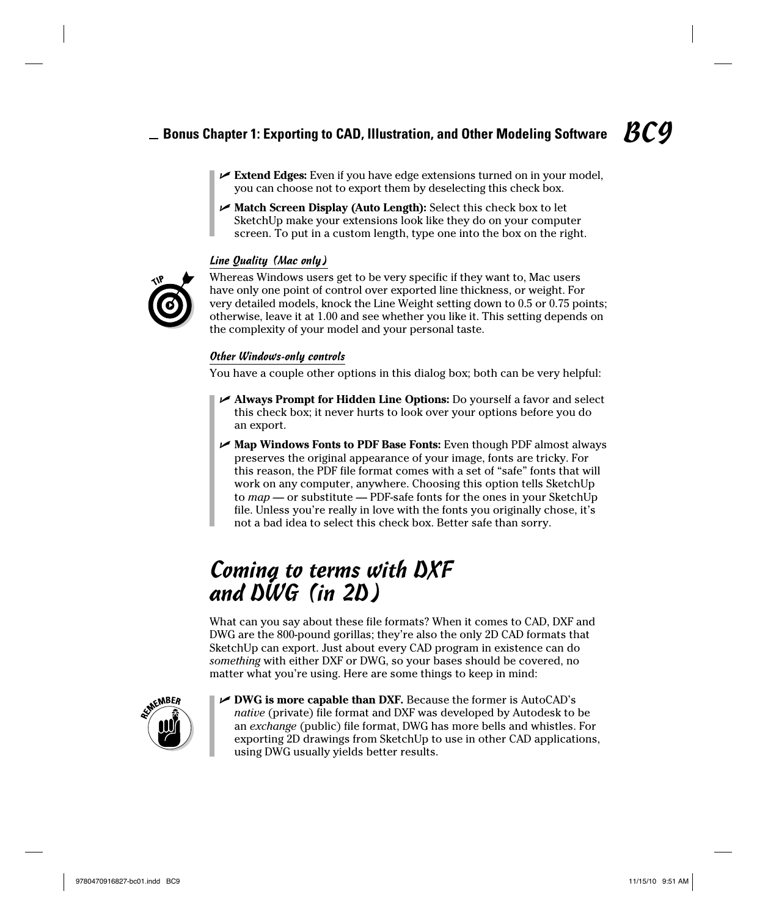- **Extend Edges:** Even if you have edge extensions turned on in your model, you can choose not to export them by deselecting this check box.
- **Match Screen Display (Auto Length):** Select this check box to let SketchUp make your extensions look like they do on your computer screen. To put in a custom length, type one into the box on the right.

#### *Line Quality (Mac only)*

Whereas Windows users get to be very specific if they want to, Mac users have only one point of control over exported line thickness, or weight. For very detailed models, knock the Line Weight setting down to 0.5 or 0.75 points; otherwise, leave it at 1.00 and see whether you like it. This setting depends on the complexity of your model and your personal taste.

#### *Other Windows-only controls*

You have a couple other options in this dialog box; both can be very helpful:

- **Always Prompt for Hidden Line Options:** Do yourself a favor and select this check box; it never hurts to look over your options before you do an export.
- **Map Windows Fonts to PDF Base Fonts:** Even though PDF almost always preserves the original appearance of your image, fonts are tricky. For this reason, the PDF file format comes with a set of "safe" fonts that will work on any computer, anywhere. Choosing this option tells SketchUp to *map* — or substitute — PDF-safe fonts for the ones in your SketchUp file. Unless you're really in love with the fonts you originally chose, it's not a bad idea to select this check box. Better safe than sorry.

## Coming to terms with DXF and DWG (in 2D)

What can you say about these file formats? When it comes to CAD, DXF and DWG are the 800-pound gorillas; they're also the only 2D CAD formats that SketchUp can export. Just about every CAD program in existence can do *something* with either DXF or DWG, so your bases should be covered, no matter what you're using. Here are some things to keep in mind:

- **DWG is more capable than DXF.** Because the former is AutoCAD's *native* (private) file format and DXF was developed by Autodesk to be an *exchange* (public) file format, DWG has more bells and whistles. For exporting 2D drawings from SketchUp to use in other CAD applications, using DWG usually yields better results.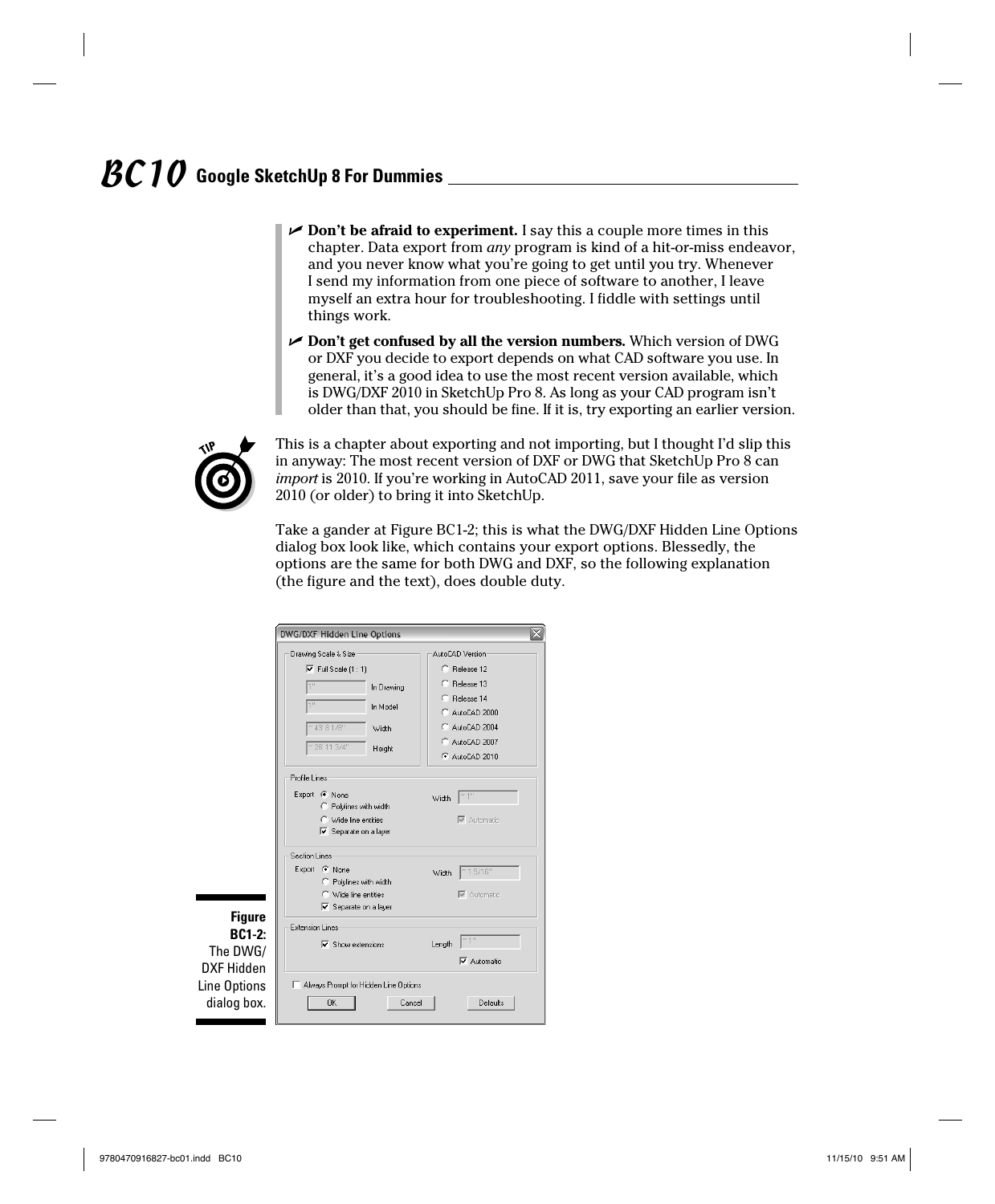- **Don't be afraid to experiment.** I say this a couple more times in this chapter. Data export from *any* program is kind of a hit-or-miss endeavor, and you never know what you're going to get until you try. Whenever I send my information from one piece of software to another, I leave myself an extra hour for troubleshooting. I fiddle with settings until things work.
- **Don't get confused by all the version numbers.** Which version of DWG or DXF you decide to export depends on what CAD software you use. In general, it's a good idea to use the most recent version available, which is DWG/DXF 2010 in SketchUp Pro 8. As long as your CAD program isn't older than that, you should be fine. If it is, try exporting an earlier version.

TIP: This is a chapter about exporting and not importing, but I thought I'd slip this in anyway: The most recent version of DXF or DWG that SketchUp Pro 8 can *import* is 2010. If you're working in AutoCAD 2011, save your file as version 2010 (or older) to bring it into SketchUp.

Take a gander at Figure BC1-2; this is what the DWG/DXF Hidden Line Options dialog box look like, which contains your export options. Blessedly, the options are the same for both DWG and DXF, so the following explanation (the figure and the text), does double duty.

**Figure BC1-2:** The DWG/DXF Hidden Line Options dialog box.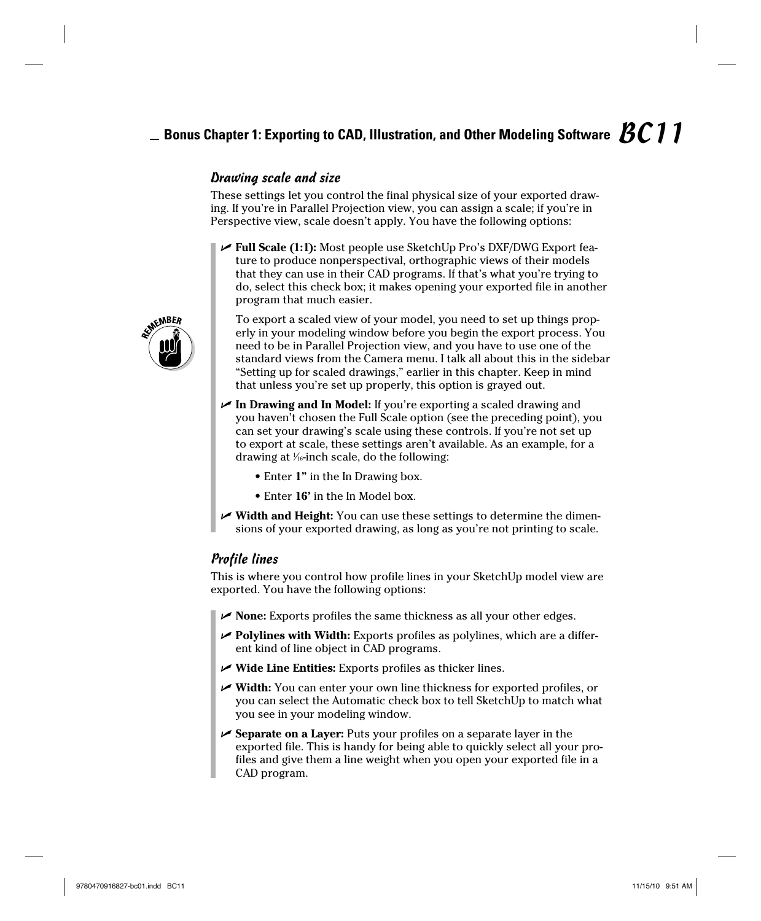### Drawing scale and size

These settings let you control the final physical size of your exported drawing. If you're in Parallel Projection view, you can assign a scale; if you're in Perspective view, scale doesn't apply. You have the following options:

- **Full Scale (1:1):** Most people use SketchUp Pro's DXF/DWG Export feature to produce nonperspectival, orthographic views of their models that they can use in their CAD programs. If that's what you're trying to do, select this check box; it makes opening your exported file in another program that much easier.

  To export a scaled view of your model, you need to set up things properly in your modeling window before you begin the export process. You need to be in Parallel Projection view, and you have to use one of the standard views from the Camera menu. I talk all about this in the sidebar "Setting up for scaled drawings," earlier in this chapter. Keep in mind that unless you're set up properly, this option is grayed out.

- **In Drawing and In Model:** If you're exporting a scaled drawing and you haven't chosen the Full Scale option (see the preceding point), you can set your drawing's scale using these controls. If you're not set up to export at scale, these settings aren't available. As an example, for a drawing at 1/16-inch scale, do the following:
  - Enter **1"** in the In Drawing box.
  - Enter **16'** in the In Model box.
- **Width and Height:** You can use these settings to determine the dimensions of your exported drawing, as long as you're not printing to scale.

### Profile lines

This is where you control how profile lines in your SketchUp model view are exported. You have the following options:

- **None:** Exports profiles the same thickness as all your other edges.
- **Polylines with Width:** Exports profiles as polylines, which are a different kind of line object in CAD programs.
- **Wide Line Entities:** Exports profiles as thicker lines.
- **Width:** You can enter your own line thickness for exported profiles, or you can select the Automatic check box to tell SketchUp to match what you see in your modeling window.
- **Separate on a Layer:** Puts your profiles on a separate layer in the exported file. This is handy for being able to quickly select all your profiles and give them a line weight when you open your exported file in a CAD program.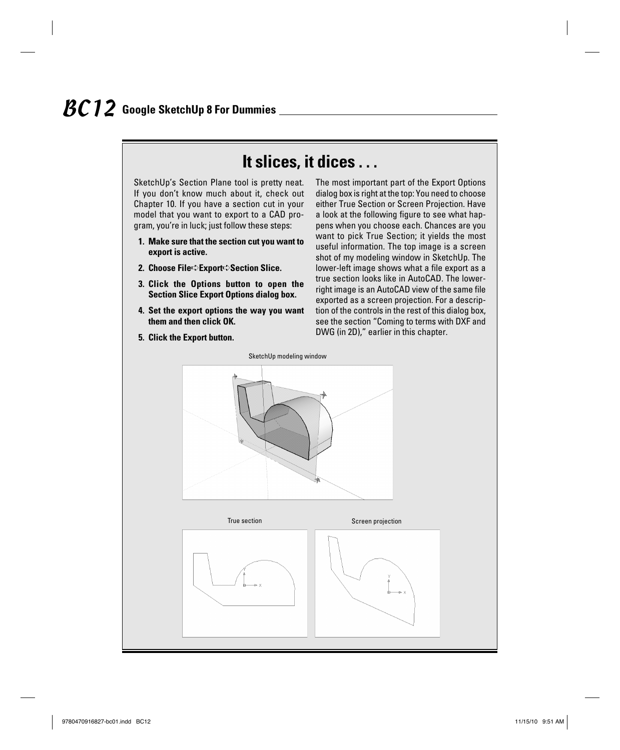## It slices, it dices . . .

SketchUp's Section Plane tool is pretty neat. If you don't know much about it, check out Chapter 10. If you have a section cut in your model that you want to export to a CAD program, you're in luck; just follow these steps:

1. **Make sure that the section cut you want to export is active.**
2. **Choose File➪Export➪Section Slice.**
3. **Click the Options button to open the Section Slice Export Options dialog box.**
4. **Set the export options the way you want them and then click OK.**
5. **Click the Export button.**

The most important part of the Export Options dialog box is right at the top: You need to choose either True Section or Screen Projection. Have a look at the following figure to see what happens when you choose each. Chances are you want to pick True Section; it yields the most useful information. The top image is a screen shot of my modeling window in SketchUp. The lower-left image shows what a file export as a true section looks like in AutoCAD. The lower-right image is an AutoCAD view of the same file exported as a screen projection. For a description of the controls in the rest of this dialog box, see the section "Coming to terms with DXF and DWG (in 2D)," earlier in this chapter.

SketchUp modeling window

True section

Screen projection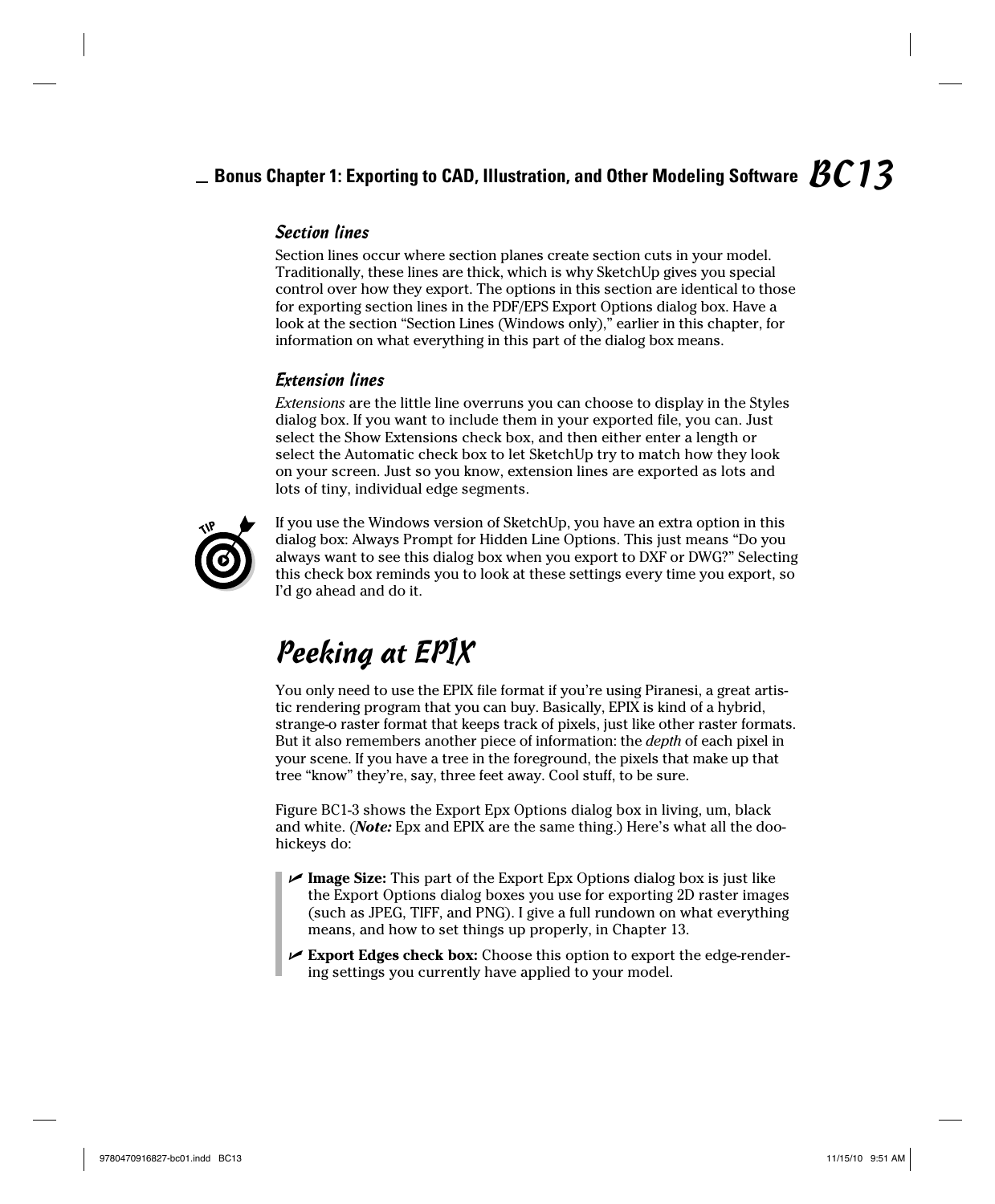### Section lines

Section lines occur where section planes create section cuts in your model. Traditionally, these lines are thick, which is why SketchUp gives you special control over how they export. The options in this section are identical to those for exporting section lines in the PDF/EPS Export Options dialog box. Have a look at the section "Section Lines (Windows only)," earlier in this chapter, for information on what everything in this part of the dialog box means.

### Extension lines

*Extensions* are the little line overruns you can choose to display in the Styles dialog box. If you want to include them in your exported file, you can. Just select the Show Extensions check box, and then either enter a length or select the Automatic check box to let SketchUp try to match how they look on your screen. Just so you know, extension lines are exported as lots and lots of tiny, individual edge segments.

TIP

If you use the Windows version of SketchUp, you have an extra option in this dialog box: Always Prompt for Hidden Line Options. This just means "Do you always want to see this dialog box when you export to DXF or DWG?" Selecting this check box reminds you to look at these settings every time you export, so I'd go ahead and do it.

## Peeking at EPIX

You only need to use the EPIX file format if you're using Piranesi, a great artistic rendering program that you can buy. Basically, EPIX is kind of a hybrid, strange-o raster format that keeps track of pixels, just like other raster formats. But it also remembers another piece of information: the *depth* of each pixel in your scene. If you have a tree in the foreground, the pixels that make up that tree "know" they're, say, three feet away. Cool stuff, to be sure.

Figure BC1-3 shows the Export Epx Options dialog box in living, um, black and white. (***Note:*** Epx and EPIX are the same thing.) Here's what all the doohickeys do:

- **Image Size:** This part of the Export Epx Options dialog box is just like the Export Options dialog boxes you use for exporting 2D raster images (such as JPEG, TIFF, and PNG). I give a full rundown on what everything means, and how to set things up properly, in Chapter 13.
- **Export Edges check box:** Choose this option to export the edge-rendering settings you currently have applied to your model.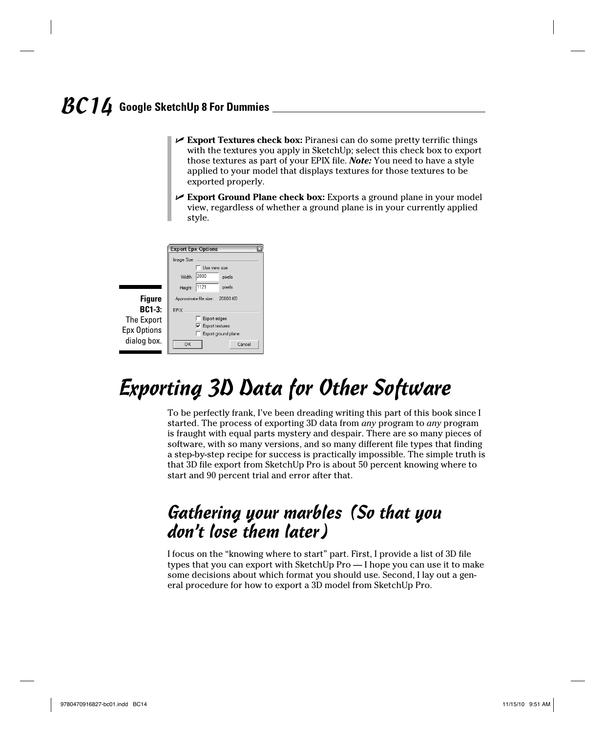- **Export Textures check box:** Piranesi can do some pretty terrific things with the textures you apply in SketchUp; select this check box to export those textures as part of your EPIX file. ***Note:*** You need to have a style applied to your model that displays textures for those textures to be exported properly.
- **Export Ground Plane check box:** Exports a ground plane in your model view, regardless of whether a ground plane is in your currently applied style.

**Figure BC1-3:** The Export Epx Options dialog box.

# Exporting 3D Data for Other Software

To be perfectly frank, I've been dreading writing this part of this book since I started. The process of exporting 3D data from *any* program to *any* program is fraught with equal parts mystery and despair. There are so many pieces of software, with so many versions, and so many different file types that finding a step-by-step recipe for success is practically impossible. The simple truth is that 3D file export from SketchUp Pro is about 50 percent knowing where to start and 90 percent trial and error after that.

## Gathering your marbles (So that you don't lose them later)

I focus on the "knowing where to start" part. First, I provide a list of 3D file types that you can export with SketchUp Pro — I hope you can use it to make some decisions about which format you should use. Second, I lay out a general procedure for how to export a 3D model from SketchUp Pro.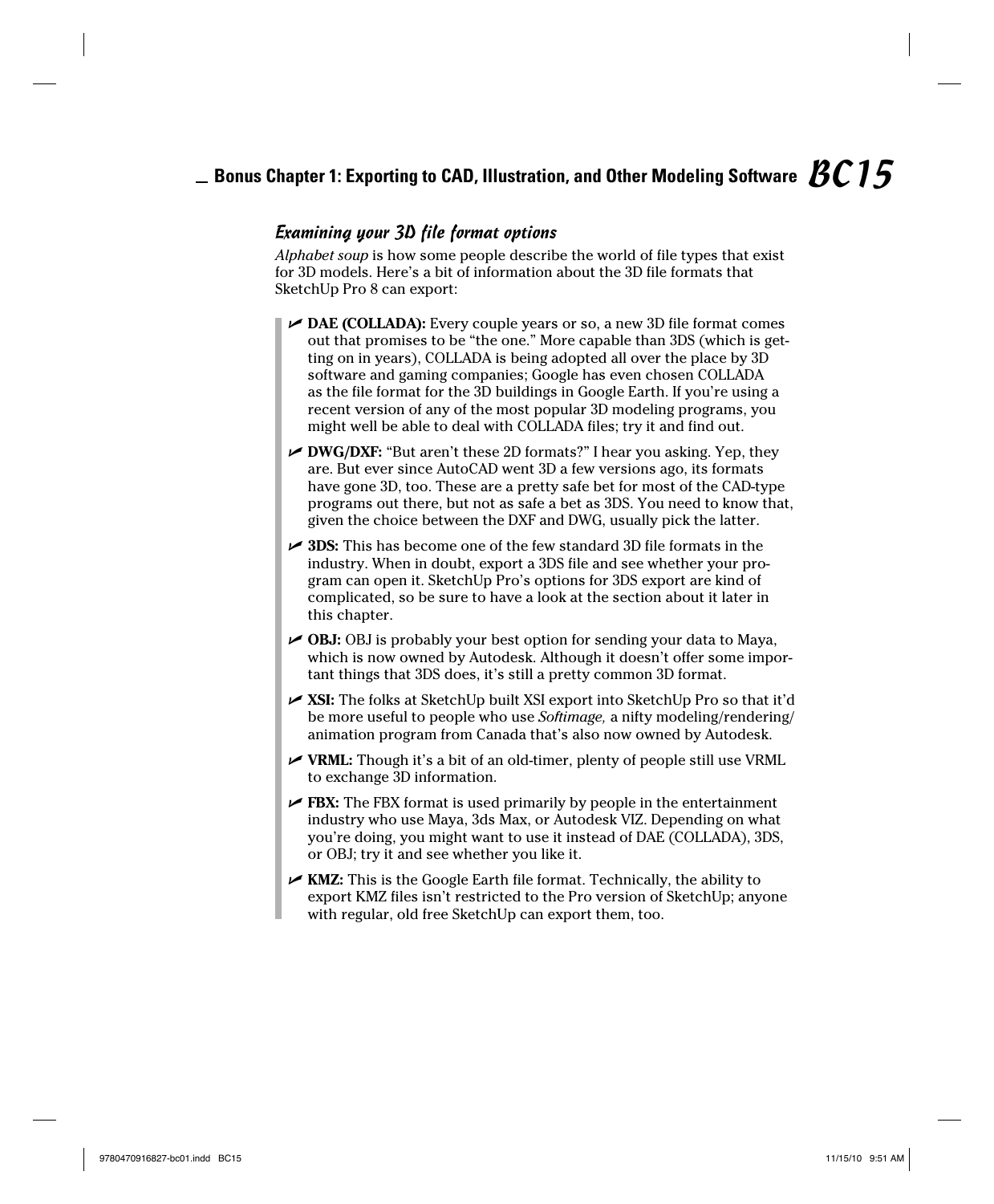### Examining your 3D file format options

*Alphabet soup* is how some people describe the world of file types that exist for 3D models. Here's a bit of information about the 3D file formats that SketchUp Pro 8 can export:

- **DAE (COLLADA):** Every couple years or so, a new 3D file format comes out that promises to be "the one." More capable than 3DS (which is getting on in years), COLLADA is being adopted all over the place by 3D software and gaming companies; Google has even chosen COLLADA as the file format for the 3D buildings in Google Earth. If you're using a recent version of any of the most popular 3D modeling programs, you might well be able to deal with COLLADA files; try it and find out.
- **DWG/DXF:** "But aren't these 2D formats?" I hear you asking. Yep, they are. But ever since AutoCAD went 3D a few versions ago, its formats have gone 3D, too. These are a pretty safe bet for most of the CAD-type programs out there, but not as safe a bet as 3DS. You need to know that, given the choice between the DXF and DWG, usually pick the latter.
- **3DS:** This has become one of the few standard 3D file formats in the industry. When in doubt, export a 3DS file and see whether your program can open it. SketchUp Pro's options for 3DS export are kind of complicated, so be sure to have a look at the section about it later in this chapter.
- **OBJ:** OBJ is probably your best option for sending your data to Maya, which is now owned by Autodesk. Although it doesn't offer some important things that 3DS does, it's still a pretty common 3D format.
- **XSI:** The folks at SketchUp built XSI export into SketchUp Pro so that it'd be more useful to people who use *Softimage,* a nifty modeling/rendering/animation program from Canada that's also now owned by Autodesk.
- **VRML:** Though it's a bit of an old-timer, plenty of people still use VRML to exchange 3D information.
- **FBX:** The FBX format is used primarily by people in the entertainment industry who use Maya, 3ds Max, or Autodesk VIZ. Depending on what you're doing, you might want to use it instead of DAE (COLLADA), 3DS, or OBJ; try it and see whether you like it.
- **KMZ:** This is the Google Earth file format. Technically, the ability to export KMZ files isn't restricted to the Pro version of SketchUp; anyone with regular, old free SketchUp can export them, too.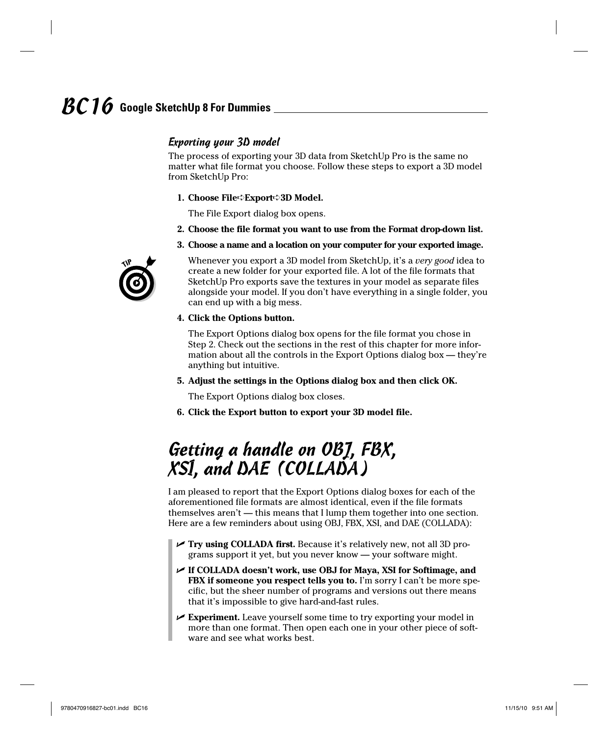### Exporting your 3D model

The process of exporting your 3D data from SketchUp Pro is the same no matter what file format you choose. Follow these steps to export a 3D model from SketchUp Pro:

1. **Choose File➪Export➪3D Model.**

   The File Export dialog box opens.

2. **Choose the file format you want to use from the Format drop-down list.**
3. **Choose a name and a location on your computer for your exported image.**

   TIP: Whenever you export a 3D model from SketchUp, it's a *very good* idea to create a new folder for your exported file. A lot of the file formats that SketchUp Pro exports save the textures in your model as separate files alongside your model. If you don't have everything in a single folder, you can end up with a big mess.

4. **Click the Options button.**

   The Export Options dialog box opens for the file format you chose in Step 2. Check out the sections in the rest of this chapter for more information about all the controls in the Export Options dialog box — they're anything but intuitive.

5. **Adjust the settings in the Options dialog box and then click OK.**

   The Export Options dialog box closes.

6. **Click the Export button to export your 3D model file.**

## Getting a handle on OBJ, FBX, XSI, and DAE (COLLADA)

I am pleased to report that the Export Options dialog boxes for each of the aforementioned file formats are almost identical, even if the file formats themselves aren't — this means that I lump them together into one section. Here are a few reminders about using OBJ, FBX, XSI, and DAE (COLLADA):

- **Try using COLLADA first.** Because it's relatively new, not all 3D programs support it yet, but you never know — your software might.
- **If COLLADA doesn't work, use OBJ for Maya, XSI for Softimage, and FBX if someone you respect tells you to.** I'm sorry I can't be more specific, but the sheer number of programs and versions out there means that it's impossible to give hard-and-fast rules.
- **Experiment.** Leave yourself some time to try exporting your model in more than one format. Then open each one in your other piece of software and see what works best.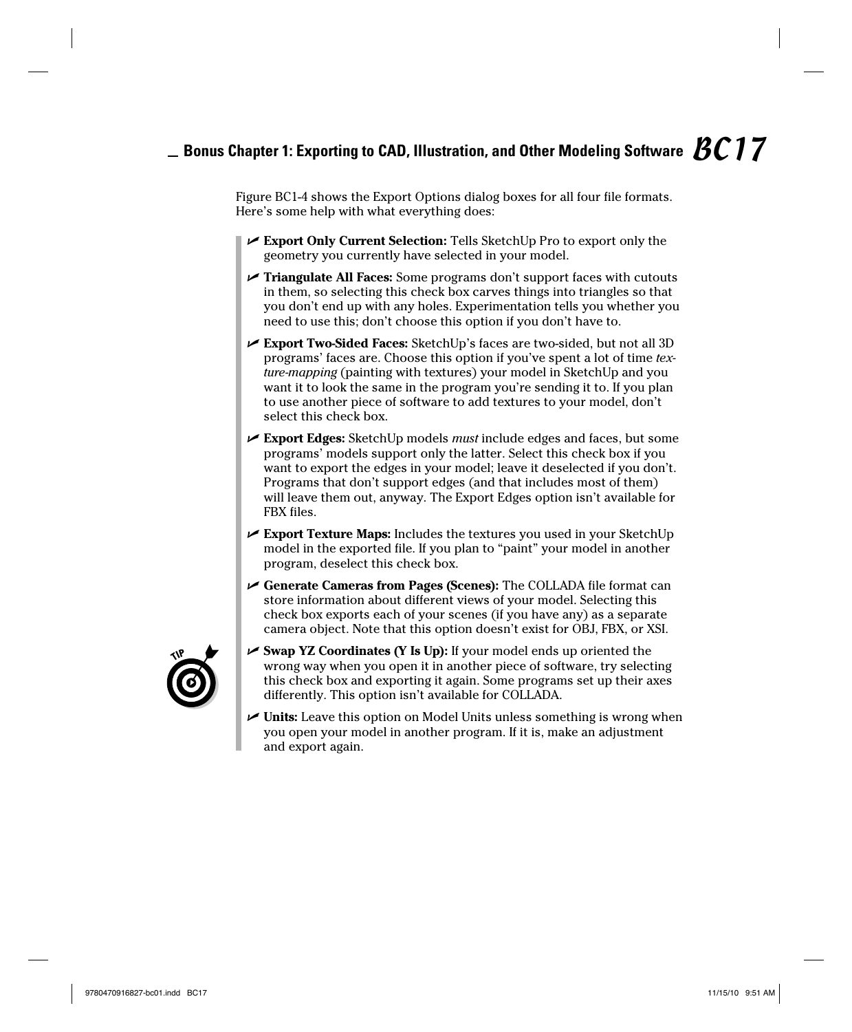Figure BC1-4 shows the Export Options dialog boxes for all four file formats. Here's some help with what everything does:

- **Export Only Current Selection:** Tells SketchUp Pro to export only the geometry you currently have selected in your model.
- **Triangulate All Faces:** Some programs don't support faces with cutouts in them, so selecting this check box carves things into triangles so that you don't end up with any holes. Experimentation tells you whether you need to use this; don't choose this option if you don't have to.
- **Export Two-Sided Faces:** SketchUp's faces are two-sided, but not all 3D programs' faces are. Choose this option if you've spent a lot of time *texture-mapping* (painting with textures) your model in SketchUp and you want it to look the same in the program you're sending it to. If you plan to use another piece of software to add textures to your model, don't select this check box.
- **Export Edges:** SketchUp models *must* include edges and faces, but some programs' models support only the latter. Select this check box if you want to export the edges in your model; leave it deselected if you don't. Programs that don't support edges (and that includes most of them) will leave them out, anyway. The Export Edges option isn't available for FBX files.
- **Export Texture Maps:** Includes the textures you used in your SketchUp model in the exported file. If you plan to "paint" your model in another program, deselect this check box.
- **Generate Cameras from Pages (Scenes):** The COLLADA file format can store information about different views of your model. Selecting this check box exports each of your scenes (if you have any) as a separate camera object. Note that this option doesn't exist for OBJ, FBX, or XSI.
- **Swap YZ Coordinates (Y Is Up):** If your model ends up oriented the wrong way when you open it in another piece of software, try selecting this check box and exporting it again. Some programs set up their axes differently. This option isn't available for COLLADA.
- **Units:** Leave this option on Model Units unless something is wrong when you open your model in another program. If it is, make an adjustment and export again.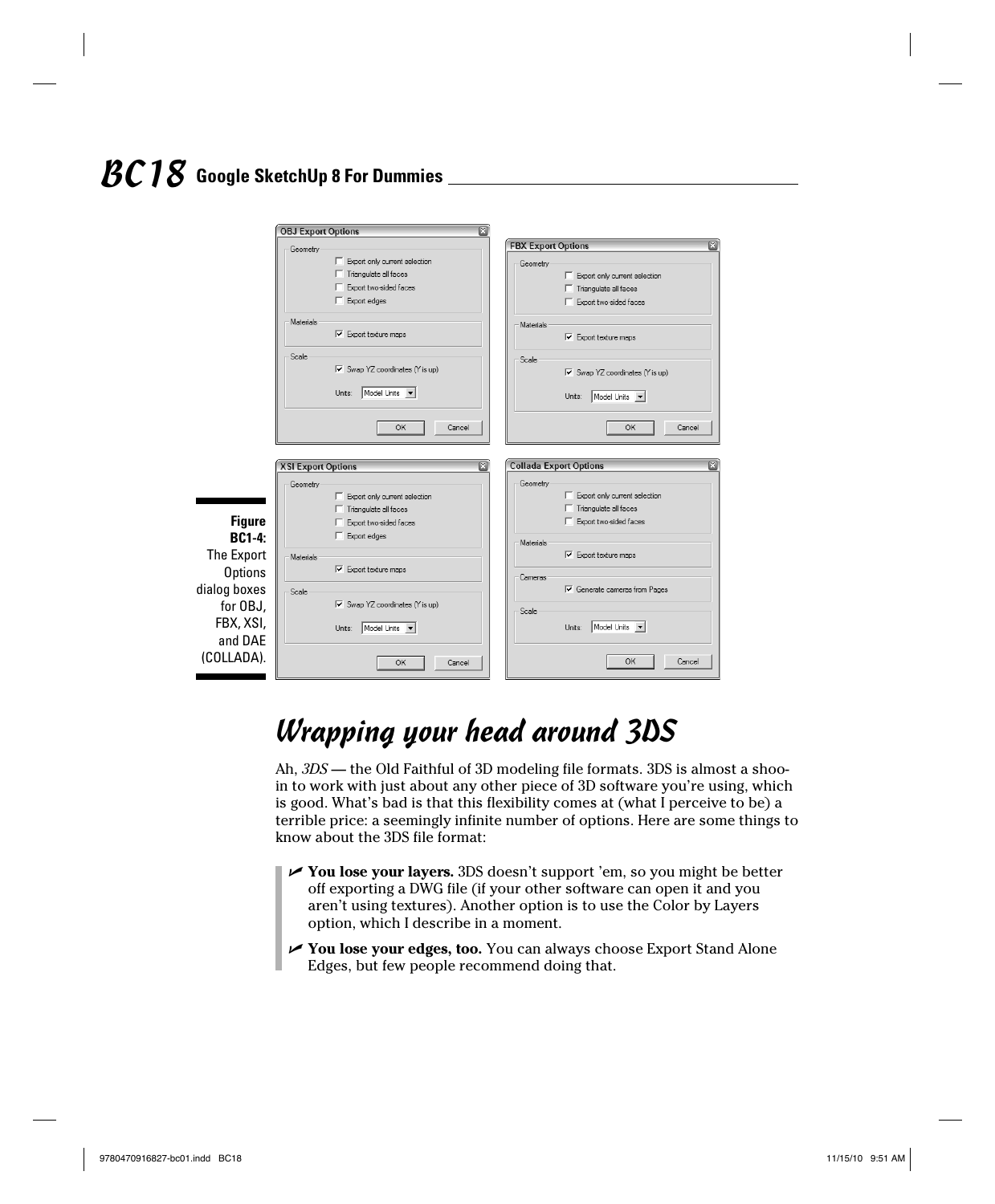Figure BC1-4: The Export Options dialog boxes for OBJ, FBX, XSI, and DAE (COLLADA).

## Wrapping your head around 3DS

Ah, *3DS* — the Old Faithful of 3D modeling file formats. 3DS is almost a shoo-in to work with just about any other piece of 3D software you're using, which is good. What's bad is that this flexibility comes at (what I perceive to be) a terrible price: a seemingly infinite number of options. Here are some things to know about the 3DS file format:

- **You lose your layers.** 3DS doesn't support 'em, so you might be better off exporting a DWG file (if your other software can open it and you aren't using textures). Another option is to use the Color by Layers option, which I describe in a moment.
- **You lose your edges, too.** You can always choose Export Stand Alone Edges, but few people recommend doing that.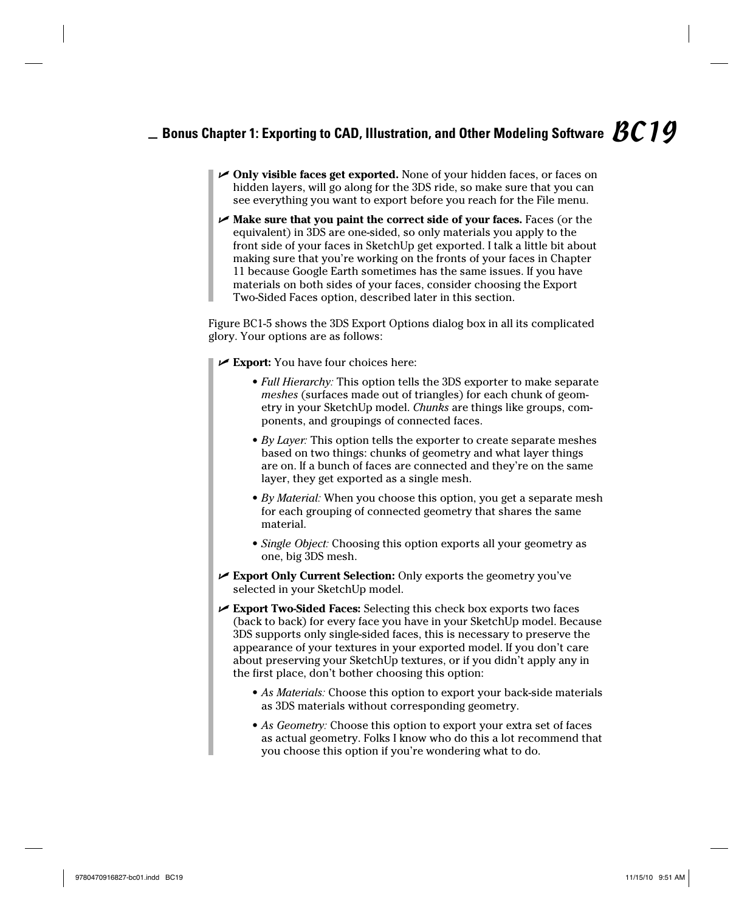- **Only visible faces get exported.** None of your hidden faces, or faces on hidden layers, will go along for the 3DS ride, so make sure that you can see everything you want to export before you reach for the File menu.
- **Make sure that you paint the correct side of your faces.** Faces (or the equivalent) in 3DS are one-sided, so only materials you apply to the front side of your faces in SketchUp get exported. I talk a little bit about making sure that you're working on the fronts of your faces in Chapter 11 because Google Earth sometimes has the same issues. If you have materials on both sides of your faces, consider choosing the Export Two-Sided Faces option, described later in this section.

Figure BC1-5 shows the 3DS Export Options dialog box in all its complicated glory. Your options are as follows:

- **Export:** You have four choices here:
  - *Full Hierarchy:* This option tells the 3DS exporter to make separate *meshes* (surfaces made out of triangles) for each chunk of geometry in your SketchUp model. *Chunks* are things like groups, components, and groupings of connected faces.
  - *By Layer:* This option tells the exporter to create separate meshes based on two things: chunks of geometry and what layer things are on. If a bunch of faces are connected and they're on the same layer, they get exported as a single mesh.
  - *By Material:* When you choose this option, you get a separate mesh for each grouping of connected geometry that shares the same material.
  - *Single Object:* Choosing this option exports all your geometry as one, big 3DS mesh.
- **Export Only Current Selection:** Only exports the geometry you've selected in your SketchUp model.
- **Export Two-Sided Faces:** Selecting this check box exports two faces (back to back) for every face you have in your SketchUp model. Because 3DS supports only single-sided faces, this is necessary to preserve the appearance of your textures in your exported model. If you don't care about preserving your SketchUp textures, or if you didn't apply any in the first place, don't bother choosing this option:
  - *As Materials:* Choose this option to export your back-side materials as 3DS materials without corresponding geometry.
  - *As Geometry:* Choose this option to export your extra set of faces as actual geometry. Folks I know who do this a lot recommend that you choose this option if you're wondering what to do.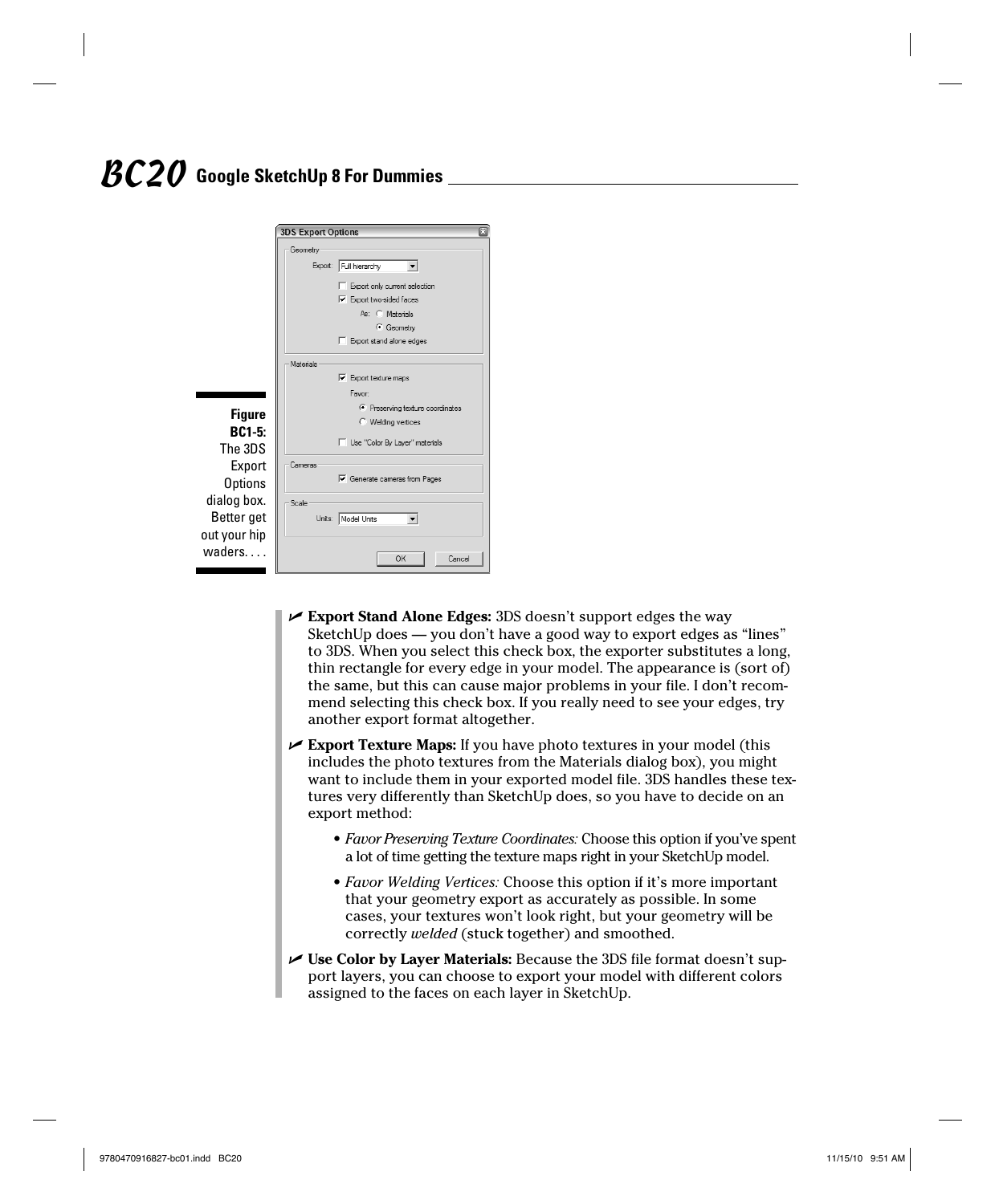Figure BC1-5: The 3DS Export Options dialog box. Better get out your hip waders. . . .

- **Export Stand Alone Edges:** 3DS doesn't support edges the way SketchUp does — you don't have a good way to export edges as "lines" to 3DS. When you select this check box, the exporter substitutes a long, thin rectangle for every edge in your model. The appearance is (sort of) the same, but this can cause major problems in your file. I don't recommend selecting this check box. If you really need to see your edges, try another export format altogether.
- **Export Texture Maps:** If you have photo textures in your model (this includes the photo textures from the Materials dialog box), you might want to include them in your exported model file. 3DS handles these textures very differently than SketchUp does, so you have to decide on an export method:
    - *Favor Preserving Texture Coordinates:* Choose this option if you've spent a lot of time getting the texture maps right in your SketchUp model.
    - *Favor Welding Vertices:* Choose this option if it's more important that your geometry export as accurately as possible. In some cases, your textures won't look right, but your geometry will be correctly *welded* (stuck together) and smoothed.
- **Use Color by Layer Materials:** Because the 3DS file format doesn't support layers, you can choose to export your model with different colors assigned to the faces on each layer in SketchUp.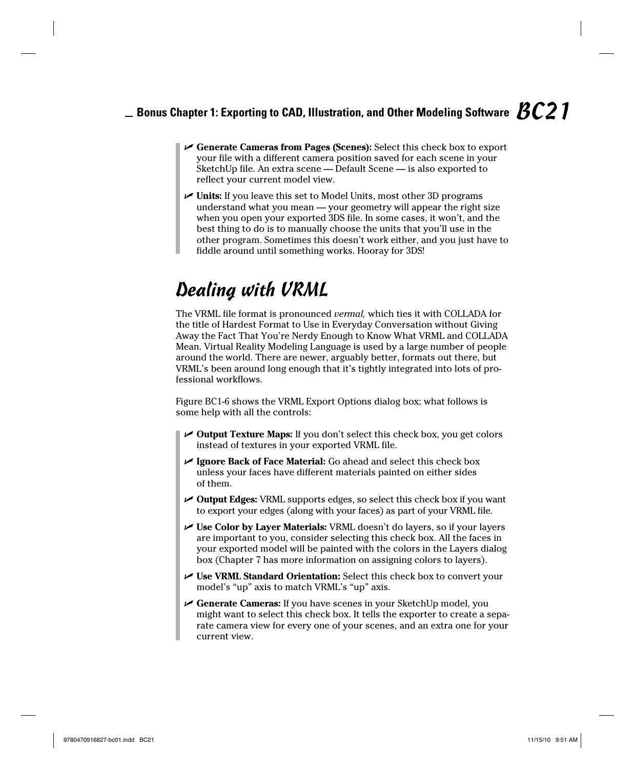- **Generate Cameras from Pages (Scenes):** Select this check box to export your file with a different camera position saved for each scene in your SketchUp file. An extra scene — Default Scene — is also exported to reflect your current model view.
- **Units:** If you leave this set to Model Units, most other 3D programs understand what you mean — your geometry will appear the right size when you open your exported 3DS file. In some cases, it won't, and the best thing to do is to manually choose the units that you'll use in the other program. Sometimes this doesn't work either, and you just have to fiddle around until something works. Hooray for 3DS!

## Dealing with VRML

The VRML file format is pronounced *vermal,* which ties it with COLLADA for the title of Hardest Format to Use in Everyday Conversation without Giving Away the Fact That You're Nerdy Enough to Know What VRML and COLLADA Mean. Virtual Reality Modeling Language is used by a large number of people around the world. There are newer, arguably better, formats out there, but VRML's been around long enough that it's tightly integrated into lots of professional workflows.

Figure BC1-6 shows the VRML Export Options dialog box; what follows is some help with all the controls:

- **Output Texture Maps:** If you don't select this check box, you get colors instead of textures in your exported VRML file.
- **Ignore Back of Face Material:** Go ahead and select this check box unless your faces have different materials painted on either sides of them.
- **Output Edges:** VRML supports edges, so select this check box if you want to export your edges (along with your faces) as part of your VRML file.
- **Use Color by Layer Materials:** VRML doesn't do layers, so if your layers are important to you, consider selecting this check box. All the faces in your exported model will be painted with the colors in the Layers dialog box (Chapter 7 has more information on assigning colors to layers).
- **Use VRML Standard Orientation:** Select this check box to convert your model's "up" axis to match VRML's "up" axis.
- **Generate Cameras:** If you have scenes in your SketchUp model, you might want to select this check box. It tells the exporter to create a separate camera view for every one of your scenes, and an extra one for your current view.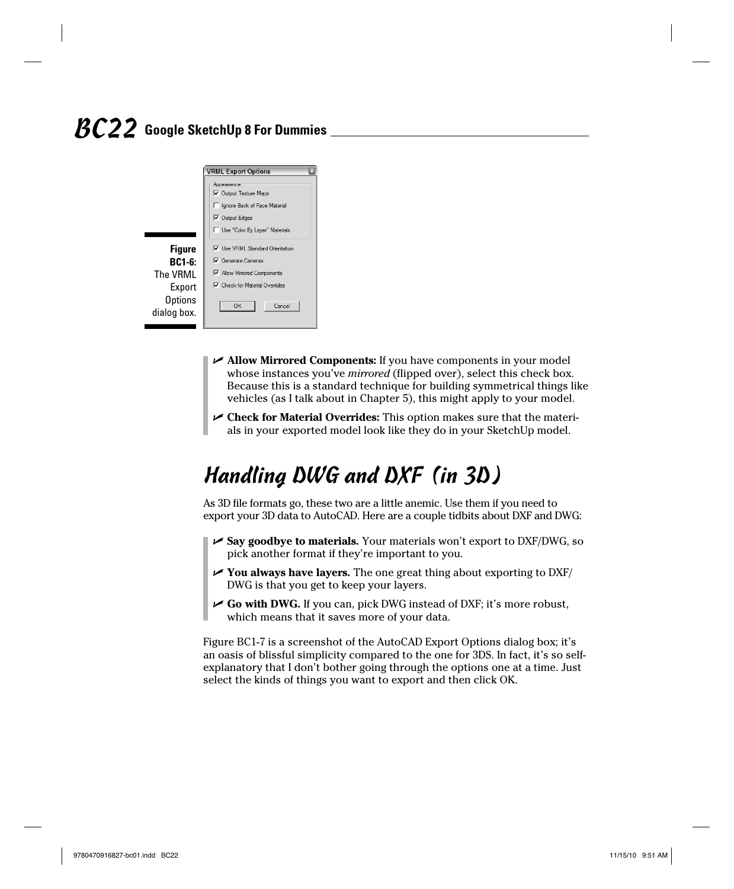Figure BC1-6: The VRML Export Options dialog box.

- **Allow Mirrored Components:** If you have components in your model whose instances you've *mirrored* (flipped over), select this check box. Because this is a standard technique for building symmetrical things like vehicles (as I talk about in Chapter 5), this might apply to your model.
- **Check for Material Overrides:** This option makes sure that the materials in your exported model look like they do in your SketchUp model.

## Handling DWG and DXF (in 3D)

As 3D file formats go, these two are a little anemic. Use them if you need to export your 3D data to AutoCAD. Here are a couple tidbits about DXF and DWG:

- **Say goodbye to materials.** Your materials won't export to DXF/DWG, so pick another format if they're important to you.
- **You always have layers.** The one great thing about exporting to DXF/DWG is that you get to keep your layers.
- **Go with DWG.** If you can, pick DWG instead of DXF; it's more robust, which means that it saves more of your data.

Figure BC1-7 is a screenshot of the AutoCAD Export Options dialog box; it's an oasis of blissful simplicity compared to the one for 3DS. In fact, it's so self-explanatory that I don't bother going through the options one at a time. Just select the kinds of things you want to export and then click OK.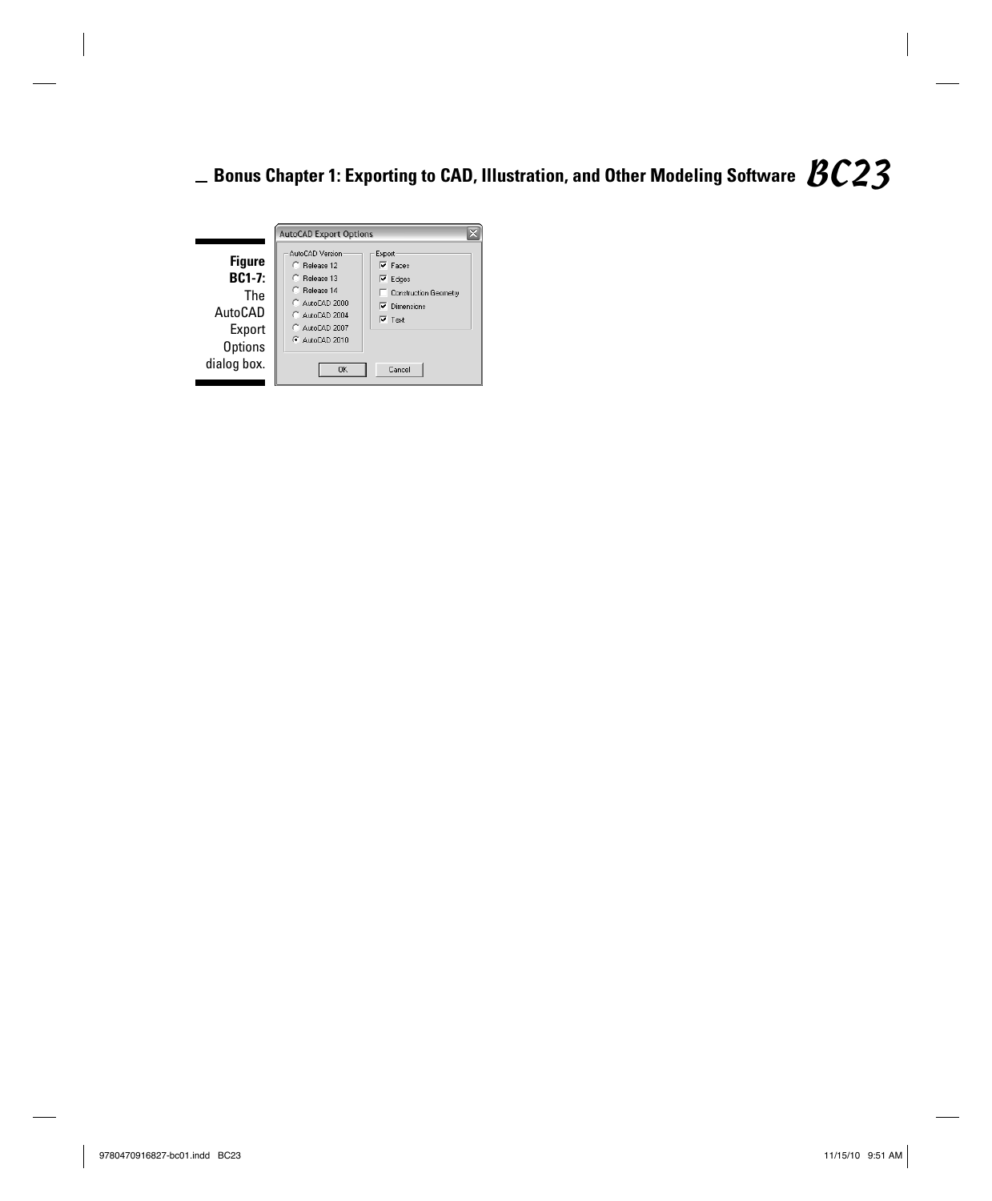AutoCAD Export Options

AutoCAD Version
- Release 12
- Release 13
- Release 14
- AutoCAD 2000
- AutoCAD 2004
- AutoCAD 2007
- AutoCAD 2010

Export
- [x] Faces
- [x] Edges
- [ ] Construction Geometry
- [x] Dimensions
- [x] Text

OK | Cancel

**Figure BC1-7:** The AutoCAD Export Options dialog box.